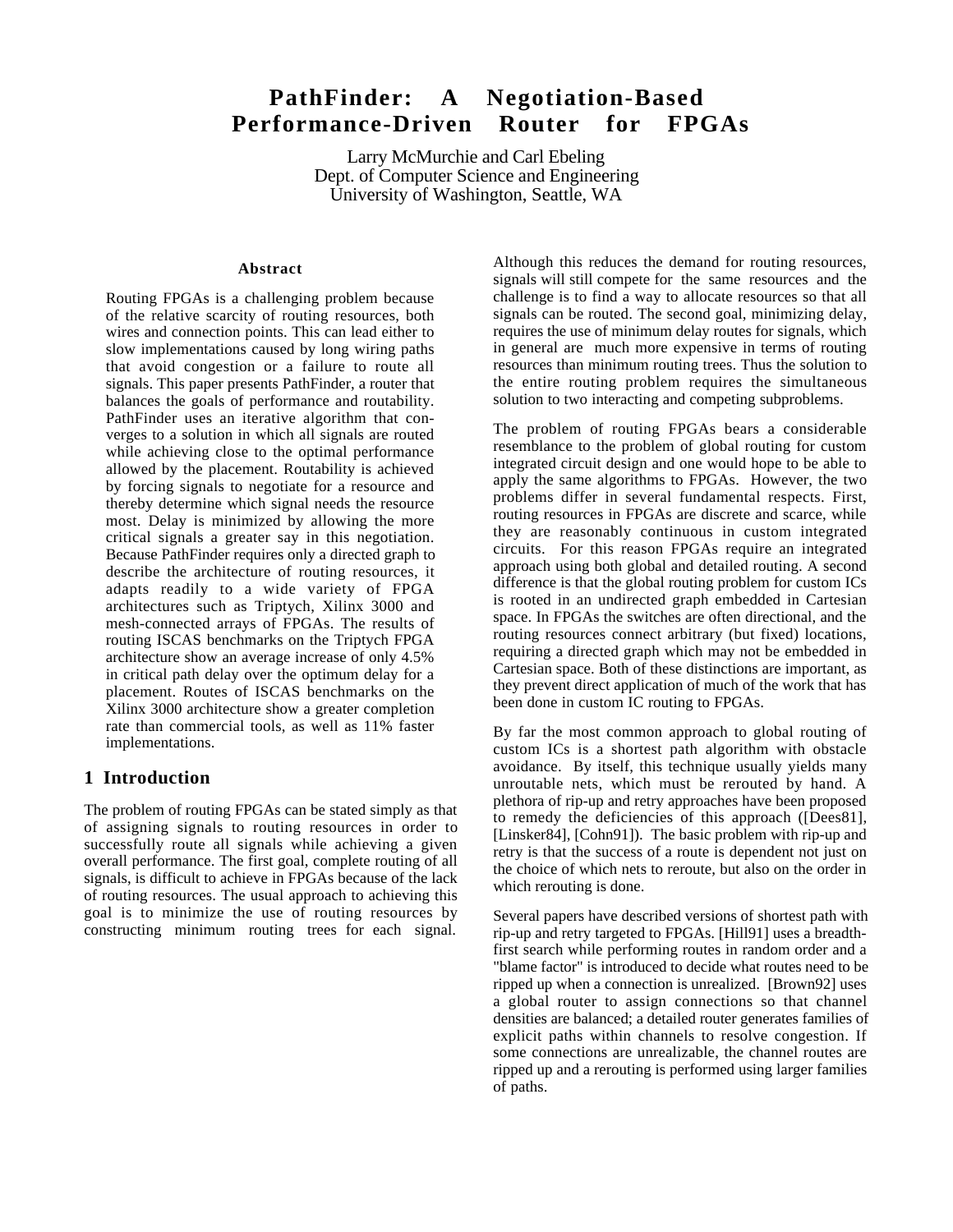# PathFinder: A Negotiation-Based Performance-Driven Router for FPGAs

Larry McMurchie and Carl Ebeling
Dept. of Computer Science and Engineering
University of Washington, Seattle, WA

### Abstract

Routing FPGAs is a challenging problem because of the relative scarcity of routing resources, both wires and connection points. This can lead either to slow implementations caused by long wiring paths that avoid congestion or a failure to route all signals. This paper presents PathFinder, a router that balances the goals of performance and routability. PathFinder uses an iterative algorithm that converges to a solution in which all signals are routed while achieving close to the optimal performance allowed by the placement. Routability is achieved by forcing signals to negotiate for a resource and thereby determine which signal needs the resource most. Delay is minimized by allowing the more critical signals a greater say in this negotiation. Because PathFinder requires only a directed graph to describe the architecture of routing resources, it adapts readily to a wide variety of FPGA architectures such as Triptych, Xilinx 3000 and mesh-connected arrays of FPGAs. The results of routing ISCAS benchmarks on the Triptych FPGA architecture show an average increase of only 4.5% in critical path delay over the optimum delay for a placement. Routes of ISCAS benchmarks on the Xilinx 3000 architecture show a greater completion rate than commercial tools, as well as 11% faster implementations.

## 1 Introduction

The problem of routing FPGAs can be stated simply as that of assigning signals to routing resources in order to successfully route all signals while achieving a given overall performance. The first goal, complete routing of all signals, is difficult to achieve in FPGAs because of the lack of routing resources. The usual approach to achieving this goal is to minimize the use of routing resources by constructing minimum routing trees for each signal. Although this reduces the demand for routing resources, signals will still compete for the same resources and the challenge is to find a way to allocate resources so that all signals can be routed. The second goal, minimizing delay, requires the use of minimum delay routes for signals, which in general are much more expensive in terms of routing resources than minimum routing trees. Thus the solution to the entire routing problem requires the simultaneous solution to two interacting and competing subproblems.

The problem of routing FPGAs bears a considerable resemblance to the problem of global routing for custom integrated circuit design and one would hope to be able to apply the same algorithms to FPGAs. However, the two problems differ in several fundamental respects. First, routing resources in FPGAs are discrete and scarce, while they are reasonably continuous in custom integrated circuits. For this reason FPGAs require an integrated approach using both global and detailed routing. A second difference is that the global routing problem for custom ICs is rooted in an undirected graph embedded in Cartesian space. In FPGAs the switches are often directional, and the routing resources connect arbitrary (but fixed) locations, requiring a directed graph which may not be embedded in Cartesian space. Both of these distinctions are important, as they prevent direct application of much of the work that has been done in custom IC routing to FPGAs.

By far the most common approach to global routing of custom ICs is a shortest path algorithm with obstacle avoidance. By itself, this technique usually yields many unroutable nets, which must be rerouted by hand. A plethora of rip-up and retry approaches have been proposed to remedy the deficiencies of this approach ([Dees81], [Linsker84], [Cohn91]). The basic problem with rip-up and retry is that the success of a route is dependent not just on the choice of which nets to reroute, but also on the order in which rerouting is done.

Several papers have described versions of shortest path with rip-up and retry targeted to FPGAs. [Hill91] uses a breadth-first search while performing routes in random order and a "blame factor" is introduced to decide what routes need to be ripped up when a connection is unrealized. [Brown92] uses a global router to assign connections so that channel densities are balanced; a detailed router generates families of explicit paths within channels to resolve congestion. If some connections are unrealizable, the channel routes are ripped up and a rerouting is performed using larger families of paths.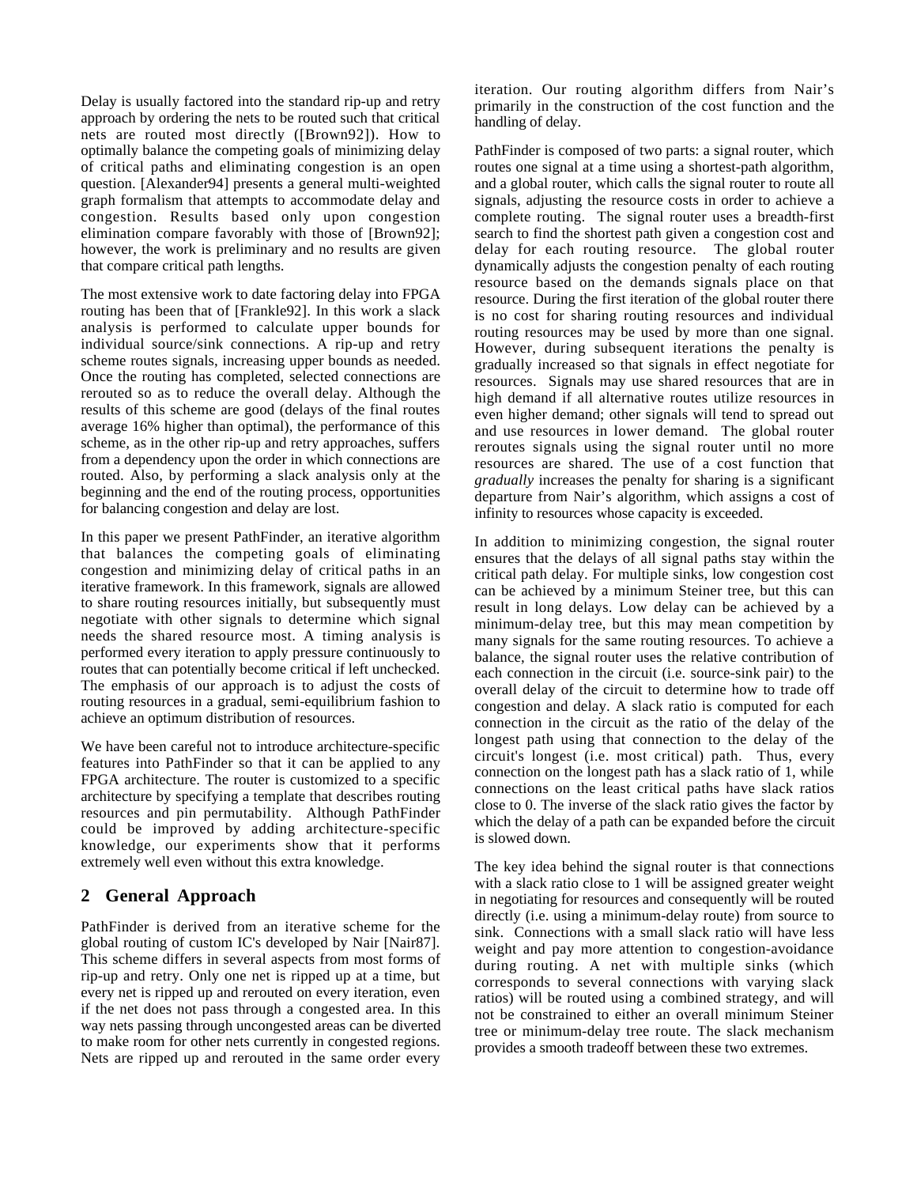Delay is usually factored into the standard rip-up and retry approach by ordering the nets to be routed such that critical nets are routed most directly ([Brown92]). How to optimally balance the competing goals of minimizing delay of critical paths and eliminating congestion is an open question. [Alexander94] presents a general multi-weighted graph formalism that attempts to accommodate delay and congestion. Results based only upon congestion elimination compare favorably with those of [Brown92]; however, the work is preliminary and no results are given that compare critical path lengths.

The most extensive work to date factoring delay into FPGA routing has been that of [Frankle92]. In this work a slack analysis is performed to calculate upper bounds for individual source/sink connections. A rip-up and retry scheme routes signals, increasing upper bounds as needed. Once the routing has completed, selected connections are rerouted so as to reduce the overall delay. Although the results of this scheme are good (delays of the final routes average 16% higher than optimal), the performance of this scheme, as in the other rip-up and retry approaches, suffers from a dependency upon the order in which connections are routed. Also, by performing a slack analysis only at the beginning and the end of the routing process, opportunities for balancing congestion and delay are lost.

In this paper we present PathFinder, an iterative algorithm that balances the competing goals of eliminating congestion and minimizing delay of critical paths in an iterative framework. In this framework, signals are allowed to share routing resources initially, but subsequently must negotiate with other signals to determine which signal needs the shared resource most. A timing analysis is performed every iteration to apply pressure continuously to routes that can potentially become critical if left unchecked. The emphasis of our approach is to adjust the costs of routing resources in a gradual, semi-equilibrium fashion to achieve an optimum distribution of resources.

We have been careful not to introduce architecture-specific features into PathFinder so that it can be applied to any FPGA architecture. The router is customized to a specific architecture by specifying a template that describes routing resources and pin permutability. Although PathFinder could be improved by adding architecture-specific knowledge, our experiments show that it performs extremely well even without this extra knowledge.

## 2 General Approach

PathFinder is derived from an iterative scheme for the global routing of custom IC's developed by Nair [Nair87]. This scheme differs in several aspects from most forms of rip-up and retry. Only one net is ripped up at a time, but every net is ripped up and rerouted on every iteration, even if the net does not pass through a congested area. In this way nets passing through uncongested areas can be diverted to make room for other nets currently in congested regions. Nets are ripped up and rerouted in the same order every iteration. Our routing algorithm differs from Nair's primarily in the construction of the cost function and the handling of delay.

PathFinder is composed of two parts: a signal router, which routes one signal at a time using a shortest-path algorithm, and a global router, which calls the signal router to route all signals, adjusting the resource costs in order to achieve a complete routing. The signal router uses a breadth-first search to find the shortest path given a congestion cost and delay for each routing resource. The global router dynamically adjusts the congestion penalty of each routing resource based on the demands signals place on that resource. During the first iteration of the global router there is no cost for sharing routing resources and individual routing resources may be used by more than one signal. However, during subsequent iterations the penalty is gradually increased so that signals in effect negotiate for resources. Signals may use shared resources that are in high demand if all alternative routes utilize resources in even higher demand; other signals will tend to spread out and use resources in lower demand. The global router reroutes signals using the signal router until no more resources are shared. The use of a cost function that *gradually* increases the penalty for sharing is a significant departure from Nair's algorithm, which assigns a cost of infinity to resources whose capacity is exceeded.

In addition to minimizing congestion, the signal router ensures that the delays of all signal paths stay within the critical path delay. For multiple sinks, low congestion cost can be achieved by a minimum Steiner tree, but this can result in long delays. Low delay can be achieved by a minimum-delay tree, but this may mean competition by many signals for the same routing resources. To achieve a balance, the signal router uses the relative contribution of each connection in the circuit (i.e. source-sink pair) to the overall delay of the circuit to determine how to trade off congestion and delay. A slack ratio is computed for each connection in the circuit as the ratio of the delay of the longest path using that connection to the delay of the circuit's longest (i.e. most critical) path. Thus, every connection on the longest path has a slack ratio of 1, while connections on the least critical paths have slack ratios close to 0. The inverse of the slack ratio gives the factor by which the delay of a path can be expanded before the circuit is slowed down.

The key idea behind the signal router is that connections with a slack ratio close to 1 will be assigned greater weight in negotiating for resources and consequently will be routed directly (i.e. using a minimum-delay route) from source to sink. Connections with a small slack ratio will have less weight and pay more attention to congestion-avoidance during routing. A net with multiple sinks (which corresponds to several connections with varying slack ratios) will be routed using a combined strategy, and will not be constrained to either an overall minimum Steiner tree or minimum-delay tree route. The slack mechanism provides a smooth tradeoff between these two extremes.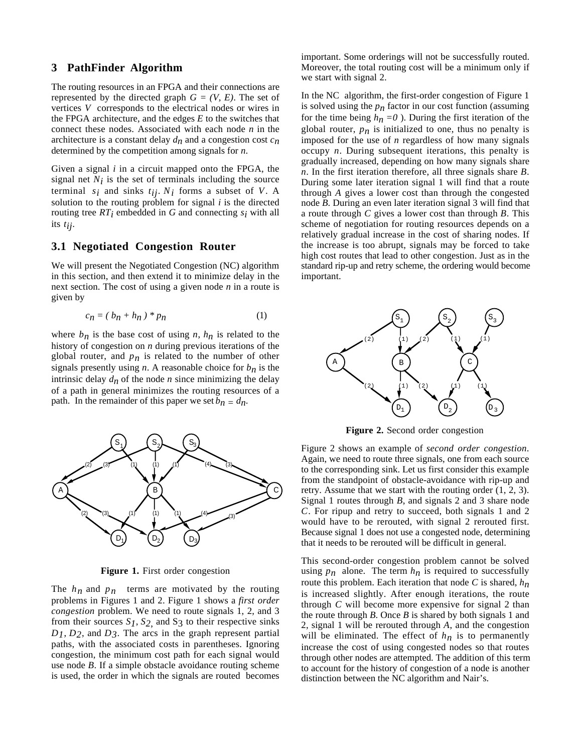## 3 PathFinder Algorithm

The routing resources in an FPGA and their connections are represented by the directed graph $G = (V, E)$. The set of vertices $V$ corresponds to the electrical nodes or wires in the FPGA architecture, and the edges $E$ to the switches that connect these nodes. Associated with each node $n$ in the architecture is a constant delay $d_n$ and a congestion cost $c_n$ determined by the competition among signals for $n$.

Given a signal $i$ in a circuit mapped onto the FPGA, the signal net $N_i$ is the set of terminals including the source terminal $s_i$ and sinks $t_{ij}$. $N_i$ forms a subset of $V$. A solution to the routing problem for signal $i$ is the directed routing tree $RT_i$ embedded in $G$ and connecting $s_i$ with all its $t_{ij}$.

### 3.1 Negotiated Congestion Router

We will present the Negotiated Congestion (NC) algorithm in this section, and then extend it to minimize delay in the next section. The cost of using a given node $n$ in a route is given by

$$c_n = ( b_n + h_n ) * p_n \qquad (1)$$

where $b_n$ is the base cost of using $n$, $h_n$ is related to the history of congestion on $n$ during previous iterations of the global router, and $p_n$ is related to the number of other signals presently using $n$. A reasonable choice for $b_n$ is the intrinsic delay $d_n$ of the node $n$ since minimizing the delay of a path in general minimizes the routing resources of a path. In the remainder of this paper we set $b_n = d_n$.

**Figure 1.** First order congestion

The $h_n$ and $p_n$ terms are motivated by the routing problems in Figures 1 and 2. Figure 1 shows a *first order congestion* problem. We need to route signals 1, 2, and 3 from their sources $S_1$, $S_2$, and $S_3$ to their respective sinks $D_1$, $D_2$, and $D_3$. The arcs in the graph represent partial paths, with the associated costs in parentheses. Ignoring congestion, the minimum cost path for each signal would use node $B$. If a simple obstacle avoidance routing scheme is used, the order in which the signals are routed becomes important. Some orderings will not be successfully routed. Moreover, the total routing cost will be a minimum only if we start with signal 2.

In the NC algorithm, the first-order congestion of Figure 1 is solved using the $p_n$ factor in our cost function (assuming for the time being $h_n = 0$ ). During the first iteration of the global router, $p_n$ is initialized to one, thus no penalty is imposed for the use of $n$ regardless of how many signals occupy $n$. During subsequent iterations, this penalty is gradually increased, depending on how many signals share $n$. In the first iteration therefore, all three signals share $B$. During some later iteration signal 1 will find that a route through $A$ gives a lower cost than through the congested node $B$. During an even later iteration signal 3 will find that a route through $C$ gives a lower cost than through $B$. This scheme of negotiation for routing resources depends on a relatively gradual increase in the cost of sharing nodes. If the increase is too abrupt, signals may be forced to take high cost routes that lead to other congestion. Just as in the standard rip-up and retry scheme, the ordering would become important.

**Figure 2.** Second order congestion

Figure 2 shows an example of *second order congestion*. Again, we need to route three signals, one from each source to the corresponding sink. Let us first consider this example from the standpoint of obstacle-avoidance with rip-up and retry. Assume that we start with the routing order (1, 2, 3). Signal 1 routes through $B$, and signals 2 and 3 share node $C$. For ripup and retry to succeed, both signals 1 and 2 would have to be rerouted, with signal 2 rerouted first. Because signal 1 does not use a congested node, determining that it needs to be rerouted will be difficult in general.

This second-order congestion problem cannot be solved using $p_n$ alone. The term $h_n$ is required to successfully route this problem. Each iteration that node $C$ is shared, $h_n$ is increased slightly. After enough iterations, the route through $C$ will become more expensive for signal 2 than the route through $B$. Once $B$ is shared by both signals 1 and 2, signal 1 will be rerouted through $A$, and the congestion will be eliminated. The effect of $h_n$ is to permanently increase the cost of using congested nodes so that routes through other nodes are attempted. The addition of this term to account for the history of congestion of a node is another distinction between the NC algorithm and Nair's.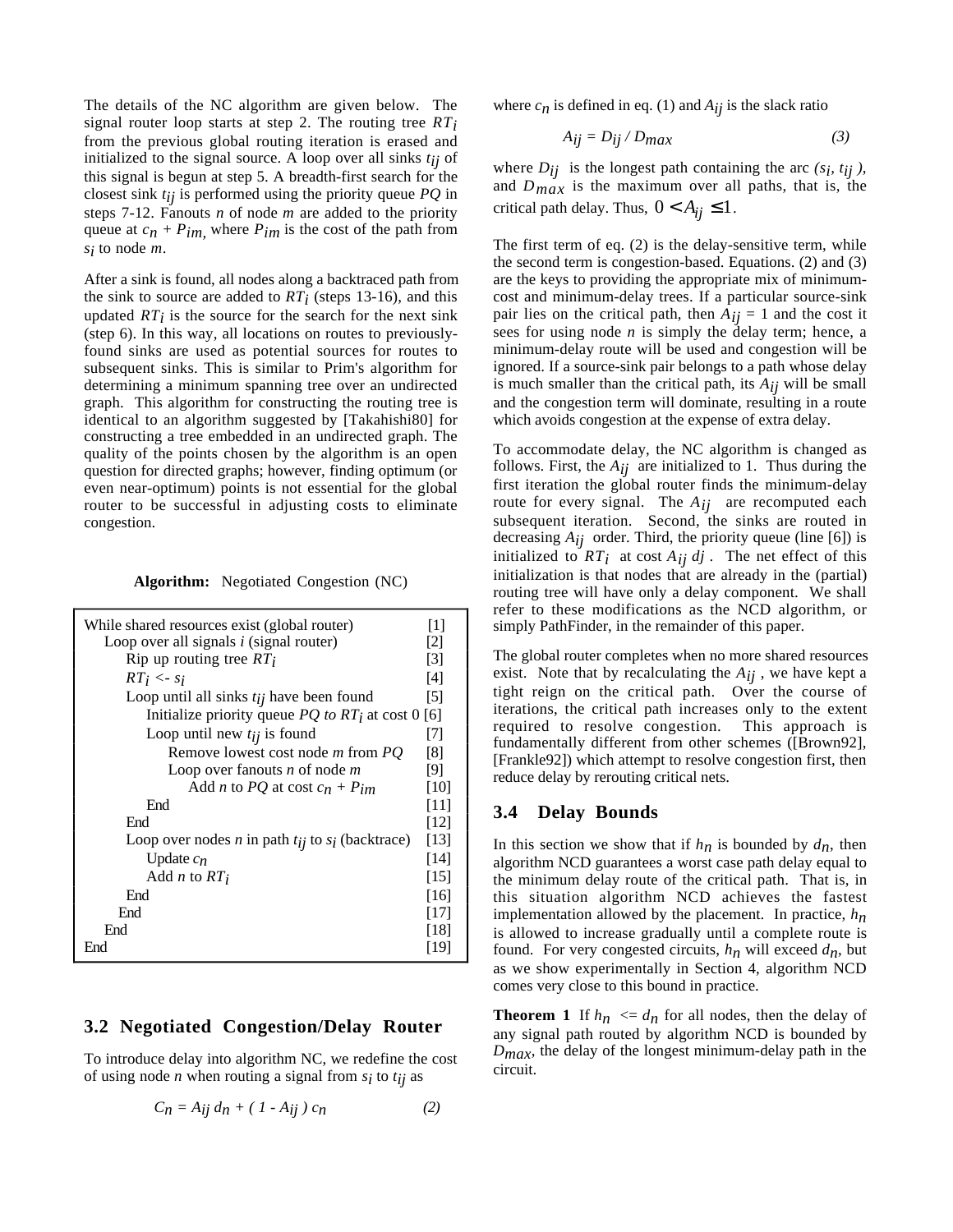The details of the NC algorithm are given below. The signal router loop starts at step 2. The routing tree $RT_i$ from the previous global routing iteration is erased and initialized to the signal source. A loop over all sinks $t_{ij}$ of this signal is begun at step 5. A breadth-first search for the closest sink $t_{ij}$ is performed using the priority queue $PQ$ in steps 7-12. Fanouts $n$ of node $m$ are added to the priority queue at $c_n + P_{im}$, where $P_{im}$ is the cost of the path from $s_i$ to node $m$.

After a sink is found, all nodes along a backtraced path from the sink to source are added to $RT_i$ (steps 13-16), and this updated $RT_i$ is the source for the search for the next sink (step 6). In this way, all locations on routes to previously-found sinks are used as potential sources for routes to subsequent sinks. This is similar to Prim's algorithm for determining a minimum spanning tree over an undirected graph. This algorithm for constructing the routing tree is identical to an algorithm suggested by [Takahishi80] for constructing a tree embedded in an undirected graph. The quality of the points chosen by the algorithm is an open question for directed graphs; however, finding optimum (or even near-optimum) points is not essential for the global router to be successful in adjusting costs to eliminate congestion.

**Algorithm:** Negotiated Congestion (NC)

| Step | Line |
|---|---|
| While shared resources exist (global router) | [1] |
| &nbsp;&nbsp;Loop over all signals $i$ (signal router) | [2] |
| &nbsp;&nbsp;&nbsp;&nbsp;Rip up routing tree $RT_i$ | [3] |
| &nbsp;&nbsp;&nbsp;&nbsp;$RT_i$ <- $s_i$ | [4] |
| &nbsp;&nbsp;&nbsp;&nbsp;Loop until all sinks $t_{ij}$ have been found | [5] |
| &nbsp;&nbsp;&nbsp;&nbsp;&nbsp;&nbsp;Initialize priority queue $PQ$ to $RT_i$ at cost 0 | [6] |
| &nbsp;&nbsp;&nbsp;&nbsp;&nbsp;&nbsp;Loop until new $t_{ij}$ is found | [7] |
| &nbsp;&nbsp;&nbsp;&nbsp;&nbsp;&nbsp;&nbsp;&nbsp;Remove lowest cost node $m$ from $PQ$ | [8] |
| &nbsp;&nbsp;&nbsp;&nbsp;&nbsp;&nbsp;&nbsp;&nbsp;Loop over fanouts $n$ of node $m$ | [9] |
| &nbsp;&nbsp;&nbsp;&nbsp;&nbsp;&nbsp;&nbsp;&nbsp;&nbsp;&nbsp;Add $n$ to $PQ$ at cost $c_n + P_{im}$ | [10] |
| &nbsp;&nbsp;&nbsp;&nbsp;&nbsp;&nbsp;End | [11] |
| &nbsp;&nbsp;&nbsp;&nbsp;End | [12] |
| &nbsp;&nbsp;&nbsp;&nbsp;Loop over nodes $n$ in path $t_{ij}$ to $s_i$ (backtrace) | [13] |
| &nbsp;&nbsp;&nbsp;&nbsp;&nbsp;&nbsp;Update $c_n$ | [14] |
| &nbsp;&nbsp;&nbsp;&nbsp;&nbsp;&nbsp;Add $n$ to $RT_i$ | [15] |
| &nbsp;&nbsp;&nbsp;&nbsp;End | [16] |
| &nbsp;&nbsp;&nbsp;End | [17] |
| &nbsp;&nbsp;End | [18] |
| End | [19] |

## 3.2 Negotiated Congestion/Delay Router

To introduce delay into algorithm NC, we redefine the cost of using node $n$ when routing a signal from $s_i$ to $t_{ij}$ as

$$C_n = A_{ij}\, d_n + (1 - A_{ij})\, c_n \qquad (2)$$

where $c_n$ is defined in eq. (1) and $A_{ij}$ is the slack ratio

$$A_{ij} = D_{ij} / D_{max} \qquad (3)$$

where $D_{ij}$ is the longest path containing the arc $(s_i, t_{ij})$, and $D_{max}$ is the maximum over all paths, that is, the critical path delay. Thus, $0 < A_{ij} \leq 1$.

The first term of eq. (2) is the delay-sensitive term, while the second term is congestion-based. Equations. (2) and (3) are the keys to providing the appropriate mix of minimum-cost and minimum-delay trees. If a particular source-sink pair lies on the critical path, then $A_{ij}$ = 1 and the cost it sees for using node $n$ is simply the delay term; hence, a minimum-delay route will be used and congestion will be ignored. If a source-sink pair belongs to a path whose delay is much smaller than the critical path, its $A_{ij}$ will be small and the congestion term will dominate, resulting in a route which avoids congestion at the expense of extra delay.

To accommodate delay, the NC algorithm is changed as follows. First, the $A_{ij}$ are initialized to 1. Thus during the first iteration the global router finds the minimum-delay route for every signal. The $A_{ij}$ are recomputed each subsequent iteration. Second, the sinks are routed in decreasing $A_{ij}$ order. Third, the priority queue (line [6]) is initialized to $RT_i$ at cost $A_{ij}\, dj$. The net effect of this initialization is that nodes that are already in the (partial) routing tree will have only a delay component. We shall refer to these modifications as the NCD algorithm, or simply PathFinder, in the remainder of this paper.

The global router completes when no more shared resources exist. Note that by recalculating the $A_{ij}$, we have kept a tight reign on the critical path. Over the course of iterations, the critical path increases only to the extent required to resolve congestion. This approach is fundamentally different from other schemes ([Brown92], [Frankle92]) which attempt to resolve congestion first, then reduce delay by rerouting critical nets.

## 3.4 Delay Bounds

In this section we show that if $h_n$ is bounded by $d_n$, then algorithm NCD guarantees a worst case path delay equal to the minimum delay route of the critical path. That is, in this situation algorithm NCD achieves the fastest implementation allowed by the placement. In practice, $h_n$ is allowed to increase gradually until a complete route is found. For very congested circuits, $h_n$ will exceed $d_n$, but as we show experimentally in Section 4, algorithm NCD comes very close to this bound in practice.

**Theorem 1** If $h_n \leq d_n$ for all nodes, then the delay of any signal path routed by algorithm NCD is bounded by $D_{max}$, the delay of the longest minimum-delay path in the circuit.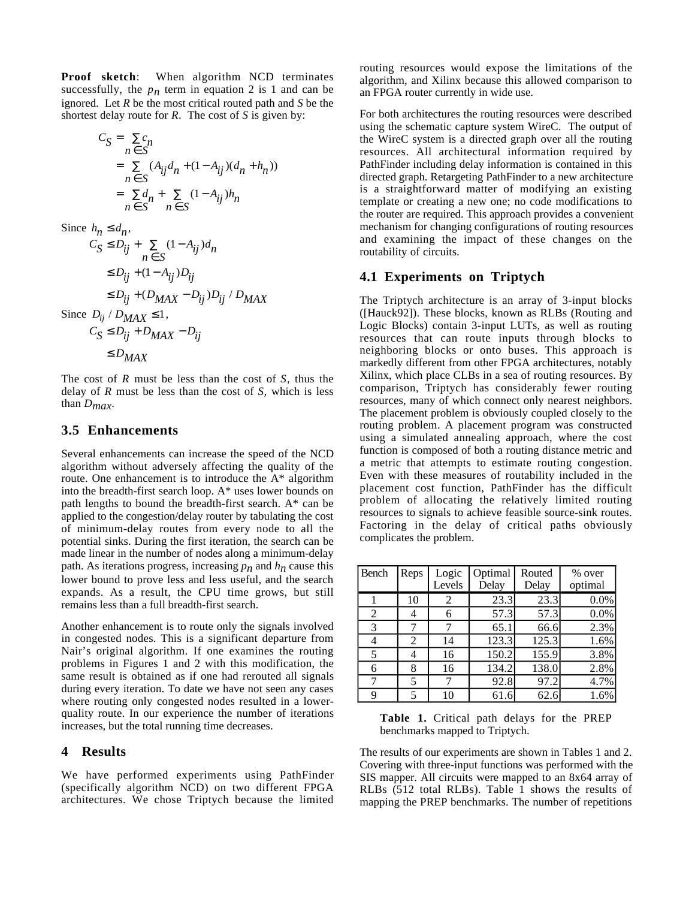**Proof sketch**: When algorithm NCD terminates successfully, the $p_n$ term in equation 2 is 1 and can be ignored. Let *R* be the most critical routed path and *S* be the shortest delay route for *R*. The cost of *S* is given by:

$$
\begin{aligned}
C_S &= \sum_{n \in S} c_n \\
&= \sum_{n \in S} (A_{ij} d_n + (1 - A_{ij})(d_n + h_n)) \\
&= \sum_{n \in S} d_n + \sum_{n \in S} (1 - A_{ij}) h_n
\end{aligned}
$$

Since $h_n \le d_n$,

$$
\begin{aligned}
C_S &\le D_{ij} + \sum_{n \in S} (1 - A_{ij}) d_n \\
&\le D_{ij} + (1 - A_{ij}) D_{ij} \\
&\le D_{ij} + (D_{MAX} - D_{ij}) D_{ij} / D_{MAX}
\end{aligned}
$$

Since $D_{ij} / D_{MAX} \le 1$,

$$
\begin{aligned}
C_S &\le D_{ij} + D_{MAX} - D_{ij} \\
&\le D_{MAX}
\end{aligned}
$$

The cost of *R* must be less than the cost of *S*, thus the delay of *R* must be less than the cost of *S*, which is less than $D_{max}$.

### 3.5 Enhancements

Several enhancements can increase the speed of the NCD algorithm without adversely affecting the quality of the route. One enhancement is to introduce the A* algorithm into the breadth-first search loop. A* uses lower bounds on path lengths to bound the breadth-first search. A* can be applied to the congestion/delay router by tabulating the cost of minimum-delay routes from every node to all the potential sinks. During the first iteration, the search can be made linear in the number of nodes along a minimum-delay path. As iterations progress, increasing $p_n$ and $h_n$ cause this lower bound to prove less and less useful, and the search expands. As a result, the CPU time grows, but still remains less than a full breadth-first search.

Another enhancement is to route only the signals involved in congested nodes. This is a significant departure from Nair's original algorithm. If one examines the routing problems in Figures 1 and 2 with this modification, the same result is obtained as if one had rerouted all signals during every iteration. To date we have not seen any cases where routing only congested nodes resulted in a lower-quality route. In our experience the number of iterations increases, but the total running time decreases.

## 4 Results

We have performed experiments using PathFinder (specifically algorithm NCD) on two different FPGA architectures. We chose Triptych because the limited routing resources would expose the limitations of the algorithm, and Xilinx because this allowed comparison to an FPGA router currently in wide use.

For both architectures the routing resources were described using the schematic capture system WireC. The output of the WireC system is a directed graph over all the routing resources. All architectural information required by PathFinder including delay information is contained in this directed graph. Retargeting PathFinder to a new architecture is a straightforward matter of modifying an existing template or creating a new one; no code modifications to the router are required. This approach provides a convenient mechanism for changing configurations of routing resources and examining the impact of these changes on the routability of circuits.

### 4.1 Experiments on Triptych

The Triptych architecture is an array of 3-input blocks ([Hauck92]). These blocks, known as RLBs (Routing and Logic Blocks) contain 3-input LUTs, as well as routing resources that can route inputs through blocks to neighboring blocks or onto buses. This approach is markedly different from other FPGA architectures, notably Xilinx, which place CLBs in a sea of routing resources. By comparison, Triptych has considerably fewer routing resources, many of which connect only nearest neighbors. The placement problem is obviously coupled closely to the routing problem. A placement program was constructed using a simulated annealing approach, where the cost function is composed of both a routing distance metric and a metric that attempts to estimate routing congestion. Even with these measures of routability included in the placement cost function, PathFinder has the difficult problem of allocating the relatively limited routing resources to signals to achieve feasible source-sink routes. Factoring in the delay of critical paths obviously complicates the problem.

| Bench | Reps | Logic Levels | Optimal Delay | Routed Delay | % over optimal |
|---|---|---|---|---|---|
| 1 | 10 | 2 | 23.3 | 23.3 | 0.0% |
| 2 | 4 | 6 | 57.3 | 57.3 | 0.0% |
| 3 | 7 | 7 | 65.1 | 66.6 | 2.3% |
| 4 | 2 | 14 | 123.3 | 125.3 | 1.6% |
| 5 | 4 | 16 | 150.2 | 155.9 | 3.8% |
| 6 | 8 | 16 | 134.2 | 138.0 | 2.8% |
| 7 | 5 | 7 | 92.8 | 97.2 | 4.7% |
| 9 | 5 | 10 | 61.6 | 62.6 | 1.6% |

**Table 1.** Critical path delays for the PREP benchmarks mapped to Triptych.

The results of our experiments are shown in Tables 1 and 2. Covering with three-input functions was performed with the SIS mapper. All circuits were mapped to an 8x64 array of RLBs (512 total RLBs). Table 1 shows the results of mapping the PREP benchmarks. The number of repetitions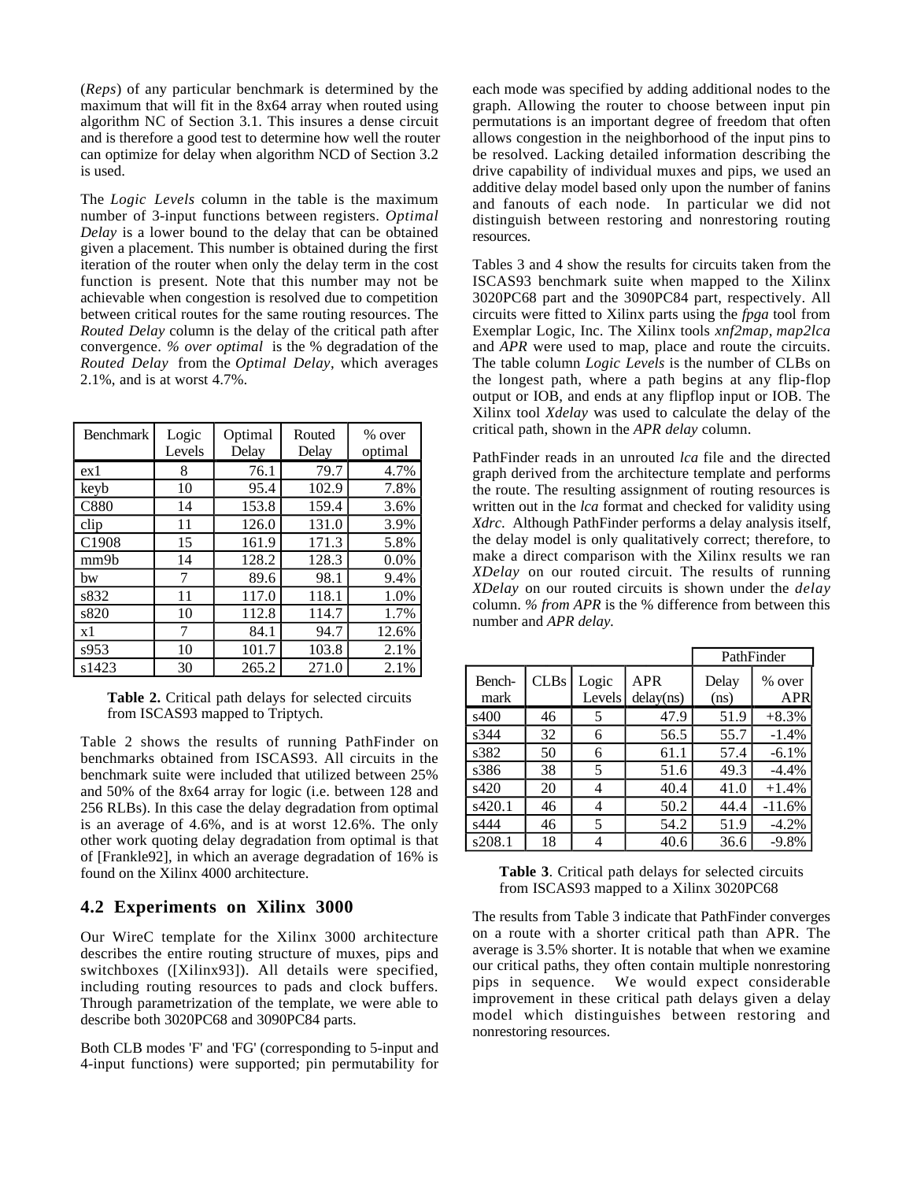(*Reps*) of any particular benchmark is determined by the maximum that will fit in the 8x64 array when routed using algorithm NC of Section 3.1. This insures a dense circuit and is therefore a good test to determine how well the router can optimize for delay when algorithm NCD of Section 3.2 is used.

The *Logic Levels* column in the table is the maximum number of 3-input functions between registers. *Optimal Delay* is a lower bound to the delay that can be obtained given a placement. This number is obtained during the first iteration of the router when only the delay term in the cost function is present. Note that this number may not be achievable when congestion is resolved due to competition between critical routes for the same routing resources. The *Routed Delay* column is the delay of the critical path after convergence. *% over optimal* is the % degradation of the *Routed Delay* from the *Optimal Delay*, which averages 2.1%, and is at worst 4.7%.

| Benchmark | Logic Levels | Optimal Delay | Routed Delay | % over optimal |
|---|---|---|---|---|
| ex1 | 8 | 76.1 | 79.7 | 4.7% |
| keyb | 10 | 95.4 | 102.9 | 7.8% |
| C880 | 14 | 153.8 | 159.4 | 3.6% |
| clip | 11 | 126.0 | 131.0 | 3.9% |
| C1908 | 15 | 161.9 | 171.3 | 5.8% |
| mm9b | 14 | 128.2 | 128.3 | 0.0% |
| bw | 7 | 89.6 | 98.1 | 9.4% |
| s832 | 11 | 117.0 | 118.1 | 1.0% |
| s820 | 10 | 112.8 | 114.7 | 1.7% |
| x1 | 7 | 84.1 | 94.7 | 12.6% |
| s953 | 10 | 101.7 | 103.8 | 2.1% |
| s1423 | 30 | 265.2 | 271.0 | 2.1% |

**Table 2.** Critical path delays for selected circuits from ISCAS93 mapped to Triptych.

Table 2 shows the results of running PathFinder on benchmarks obtained from ISCAS93. All circuits in the benchmark suite were included that utilized between 25% and 50% of the 8x64 array for logic (i.e. between 128 and 256 RLBs). In this case the delay degradation from optimal is an average of 4.6%, and is at worst 12.6%. The only other work quoting delay degradation from optimal is that of [Frankle92], in which an average degradation of 16% is found on the Xilinx 4000 architecture.

## 4.2 Experiments on Xilinx 3000

Our WireC template for the Xilinx 3000 architecture describes the entire routing structure of muxes, pips and switchboxes ([Xilinx93]). All details were specified, including routing resources to pads and clock buffers. Through parametrization of the template, we were able to describe both 3020PC68 and 3090PC84 parts.

Both CLB modes 'F' and 'FG' (corresponding to 5-input and 4-input functions) were supported; pin permutability for each mode was specified by adding additional nodes to the graph. Allowing the router to choose between input pin permutations is an important degree of freedom that often allows congestion in the neighborhood of the input pins to be resolved. Lacking detailed information describing the drive capability of individual muxes and pips, we used an additive delay model based only upon the number of fanins and fanouts of each node. In particular we did not distinguish between restoring and nonrestoring routing resources.

Tables 3 and 4 show the results for circuits taken from the ISCAS93 benchmark suite when mapped to the Xilinx 3020PC68 part and the 3090PC84 part, respectively. All circuits were fitted to Xilinx parts using the *fpga* tool from Exemplar Logic, Inc. The Xilinx tools *xnf2map*, *map2lca* and *APR* were used to map, place and route the circuits. The table column *Logic Levels* is the number of CLBs on the longest path, where a path begins at any flip-flop output or IOB, and ends at any flipflop input or IOB. The Xilinx tool *Xdelay* was used to calculate the delay of the critical path, shown in the *APR delay* column.

PathFinder reads in an unrouted *lca* file and the directed graph derived from the architecture template and performs the route. The resulting assignment of routing resources is written out in the *lca* format and checked for validity using *Xdrc*. Although PathFinder performs a delay analysis itself, the delay model is only qualitatively correct; therefore, to make a direct comparison with the Xilinx results we ran *XDelay* on our routed circuit. The results of running *XDelay* on our routed circuits is shown under the *delay* column. *% from APR* is the % difference from between this number and *APR delay.*

| | | | | PathFinder | |
|---|---|---|---|---|---|
| Bench-mark | CLBs | Logic Levels | APR delay(ns) | Delay (ns) | % over APR |
| s400 | 46 | 5 | 47.9 | 51.9 | +8.3% |
| s344 | 32 | 6 | 56.5 | 55.7 | -1.4% |
| s382 | 50 | 6 | 61.1 | 57.4 | -6.1% |
| s386 | 38 | 5 | 51.6 | 49.3 | -4.4% |
| s420 | 20 | 4 | 40.4 | 41.0 | +1.4% |
| s420.1 | 46 | 4 | 50.2 | 44.4 | -11.6% |
| s444 | 46 | 5 | 54.2 | 51.9 | -4.2% |
| s208.1 | 18 | 4 | 40.6 | 36.6 | -9.8% |

**Table 3**. Critical path delays for selected circuits from ISCAS93 mapped to a Xilinx 3020PC68

The results from Table 3 indicate that PathFinder converges on a route with a shorter critical path than APR. The average is 3.5% shorter. It is notable that when we examine our critical paths, they often contain multiple nonrestoring pips in sequence. We would expect considerable improvement in these critical path delays given a delay model which distinguishes between restoring and nonrestoring resources.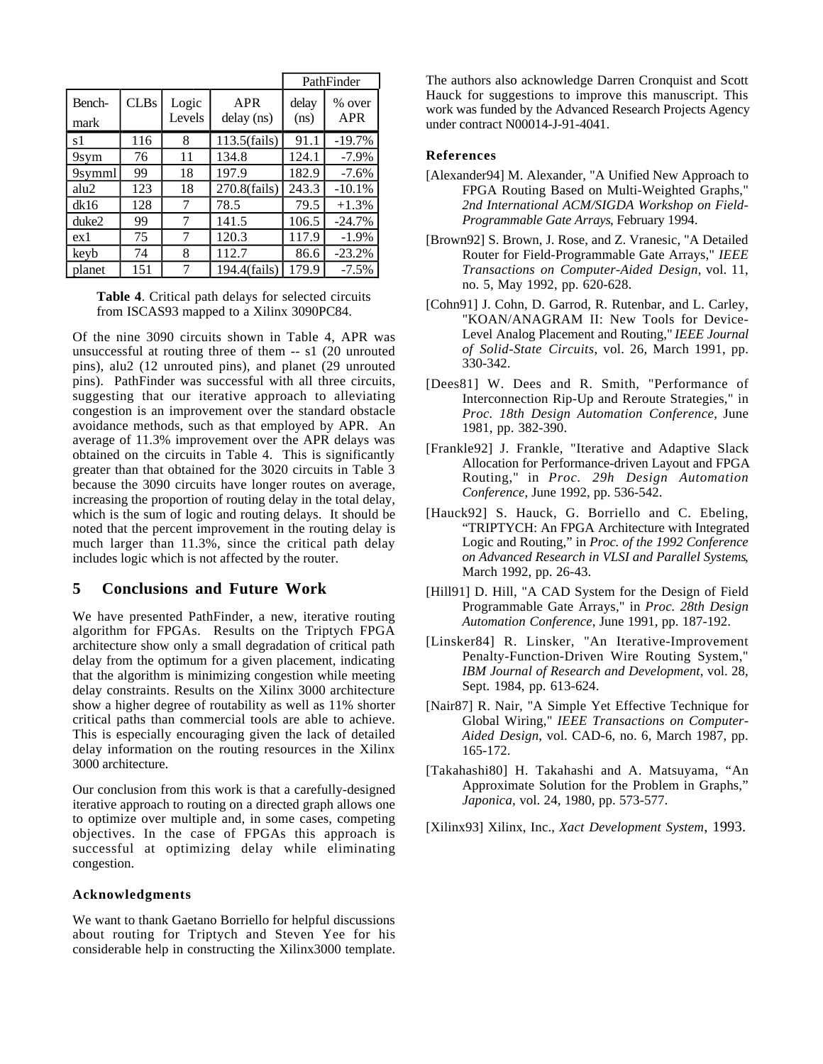| | | | | PathFinder | |
|---|---|---|---|---|---|
| Bench-mark | CLBs | Logic Levels | APR delay (ns) | delay (ns) | % over APR |
| s1 | 116 | 8 | 113.5(fails) | 91.1 | -19.7% |
| 9sym | 76 | 11 | 134.8 | 124.1 | -7.9% |
| 9symml | 99 | 18 | 197.9 | 182.9 | -7.6% |
| alu2 | 123 | 18 | 270.8(fails) | 243.3 | -10.1% |
| dk16 | 128 | 7 | 78.5 | 79.5 | +1.3% |
| duke2 | 99 | 7 | 141.5 | 106.5 | -24.7% |
| ex1 | 75 | 7 | 120.3 | 117.9 | -1.9% |
| keyb | 74 | 8 | 112.7 | 86.6 | -23.2% |
| planet | 151 | 7 | 194.4(fails) | 179.9 | -7.5% |

**Table 4**. Critical path delays for selected circuits from ISCAS93 mapped to a Xilinx 3090PC84.

Of the nine 3090 circuits shown in Table 4, APR was unsuccessful at routing three of them -- s1 (20 unrouted pins), alu2 (12 unrouted pins), and planet (29 unrouted pins). PathFinder was successful with all three circuits, suggesting that our iterative approach to alleviating congestion is an improvement over the standard obstacle avoidance methods, such as that employed by APR. An average of 11.3% improvement over the APR delays was obtained on the circuits in Table 4. This is significantly greater than that obtained for the 3020 circuits in Table 3 because the 3090 circuits have longer routes on average, increasing the proportion of routing delay in the total delay, which is the sum of logic and routing delays. It should be noted that the percent improvement in the routing delay is much larger than 11.3%, since the critical path delay includes logic which is not affected by the router.

## 5 Conclusions and Future Work

We have presented PathFinder, a new, iterative routing algorithm for FPGAs. Results on the Triptych FPGA architecture show only a small degradation of critical path delay from the optimum for a given placement, indicating that the algorithm is minimizing congestion while meeting delay constraints. Results on the Xilinx 3000 architecture show a higher degree of routability as well as 11% shorter critical paths than commercial tools are able to achieve. This is especially encouraging given the lack of detailed delay information on the routing resources in the Xilinx 3000 architecture.

Our conclusion from this work is that a carefully-designed iterative approach to routing on a directed graph allows one to optimize over multiple and, in some cases, competing objectives. In the case of FPGAs this approach is successful at optimizing delay while eliminating congestion.

### Acknowledgments

We want to thank Gaetano Borriello for helpful discussions about routing for Triptych and Steven Yee for his considerable help in constructing the Xilinx3000 template. The authors also acknowledge Darren Cronquist and Scott Hauck for suggestions to improve this manuscript. This work was funded by the Advanced Research Projects Agency under contract N00014-J-91-4041.

### References

[Alexander94] M. Alexander, "A Unified New Approach to FPGA Routing Based on Multi-Weighted Graphs," *2nd International ACM/SIGDA Workshop on Field-Programmable Gate Arrays*, February 1994.

[Brown92] S. Brown, J. Rose, and Z. Vranesic, "A Detailed Router for Field-Programmable Gate Arrays," *IEEE Transactions on Computer-Aided Design*, vol. 11, no. 5, May 1992, pp. 620-628.

[Cohn91] J. Cohn, D. Garrod, R. Rutenbar, and L. Carley, "KOAN/ANAGRAM II: New Tools for Device-Level Analog Placement and Routing," *IEEE Journal of Solid-State Circuits*, vol. 26, March 1991, pp. 330-342.

[Dees81] W. Dees and R. Smith, "Performance of Interconnection Rip-Up and Reroute Strategies," in *Proc. 18th Design Automation Conference*, June 1981, pp. 382-390.

[Frankle92] J. Frankle, "Iterative and Adaptive Slack Allocation for Performance-driven Layout and FPGA Routing," in *Proc. 29h Design Automation Conference*, June 1992, pp. 536-542.

[Hauck92] S. Hauck, G. Borriello and C. Ebeling, "TRIPTYCH: An FPGA Architecture with Integrated Logic and Routing," in *Proc. of the 1992 Conference on Advanced Research in VLSI and Parallel Systems*, March 1992, pp. 26-43.

[Hill91] D. Hill, "A CAD System for the Design of Field Programmable Gate Arrays," in *Proc. 28th Design Automation Conference*, June 1991, pp. 187-192.

[Linsker84] R. Linsker, "An Iterative-Improvement Penalty-Function-Driven Wire Routing System," *IBM Journal of Research and Development*, vol. 28, Sept. 1984, pp. 613-624.

[Nair87] R. Nair, "A Simple Yet Effective Technique for Global Wiring," *IEEE Transactions on Computer-Aided Design*, vol. CAD-6, no. 6, March 1987, pp. 165-172.

[Takahashi80] H. Takahashi and A. Matsuyama, "An Approximate Solution for the Problem in Graphs," *Japonica*, vol. 24, 1980, pp. 573-577.

[Xilinx93] Xilinx, Inc., *Xact Development System*, 1993.